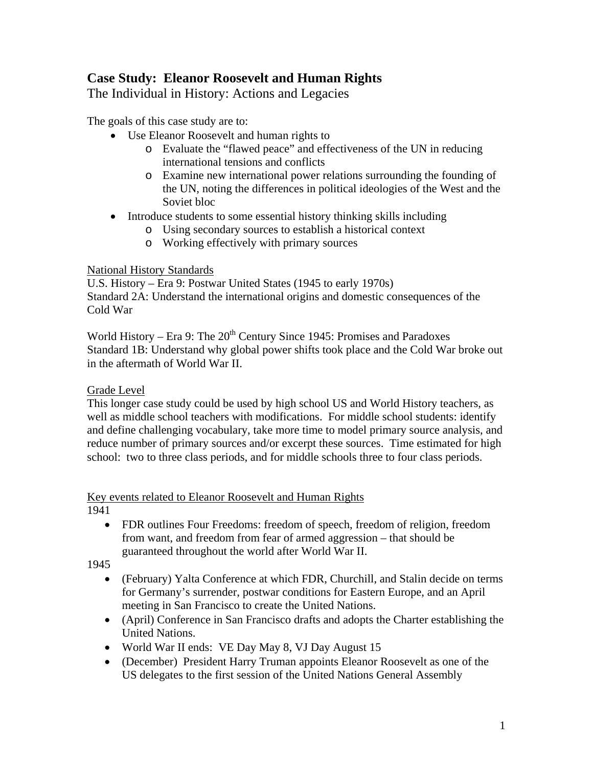# Case Study: Eleanor Roosevelt and Human Rights

## The Individual in History: Actions and Legacies

The goals of this case study are to:

- Use Eleanor Roosevelt and human rights to
  - o Evaluate the "flawed peace" and effectiveness of the UN in reducing international tensions and conflicts
  - o Examine new international power relations surrounding the founding of the UN, noting the differences in political ideologies of the West and the Soviet bloc
- Introduce students to some essential history thinking skills including
  - o Using secondary sources to establish a historical context
  - o Working effectively with primary sources

National History Standards

U.S. History – Era 9: Postwar United States (1945 to early 1970s)
Standard 2A: Understand the international origins and domestic consequences of the Cold War

World History – Era 9: The 20th Century Since 1945: Promises and Paradoxes
Standard 1B: Understand why global power shifts took place and the Cold War broke out in the aftermath of World War II.

Grade Level

This longer case study could be used by high school US and World History teachers, as well as middle school teachers with modifications. For middle school students: identify and define challenging vocabulary, take more time to model primary source analysis, and reduce number of primary sources and/or excerpt these sources. Time estimated for high school: two to three class periods, and for middle schools three to four class periods.

Key events related to Eleanor Roosevelt and Human Rights

1941

- FDR outlines Four Freedoms: freedom of speech, freedom of religion, freedom from want, and freedom from fear of armed aggression – that should be guaranteed throughout the world after World War II.

1945

- (February) Yalta Conference at which FDR, Churchill, and Stalin decide on terms for Germany's surrender, postwar conditions for Eastern Europe, and an April meeting in San Francisco to create the United Nations.
- (April) Conference in San Francisco drafts and adopts the Charter establishing the United Nations.
- World War II ends: VE Day May 8, VJ Day August 15
- (December) President Harry Truman appoints Eleanor Roosevelt as one of the US delegates to the first session of the United Nations General Assembly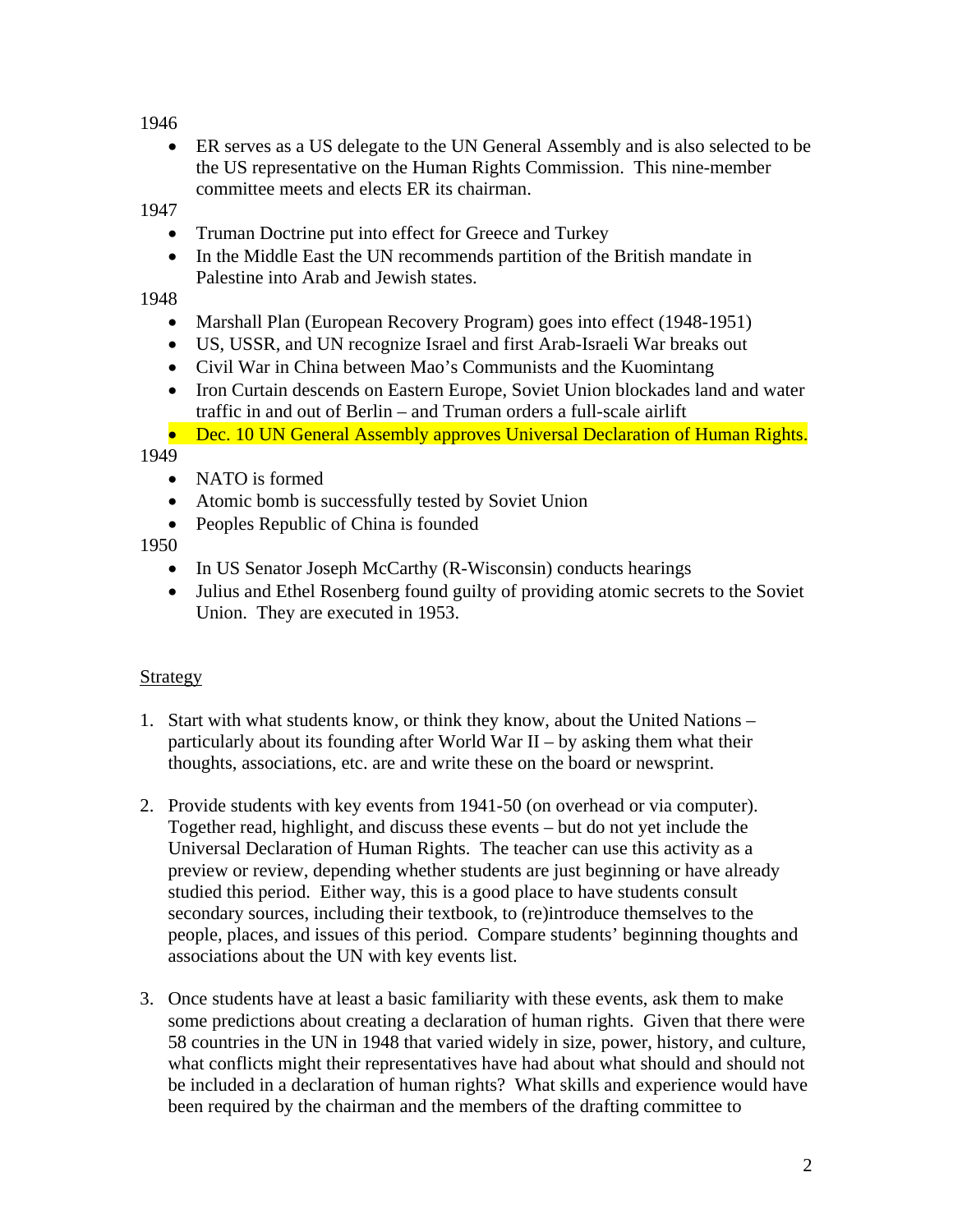1946

- ER serves as a US delegate to the UN General Assembly and is also selected to be the US representative on the Human Rights Commission. This nine-member committee meets and elects ER its chairman.

1947

- Truman Doctrine put into effect for Greece and Turkey
- In the Middle East the UN recommends partition of the British mandate in Palestine into Arab and Jewish states.

1948

- Marshall Plan (European Recovery Program) goes into effect (1948-1951)
- US, USSR, and UN recognize Israel and first Arab-Israeli War breaks out
- Civil War in China between Mao's Communists and the Kuomintang
- Iron Curtain descends on Eastern Europe, Soviet Union blockades land and water traffic in and out of Berlin – and Truman orders a full-scale airlift
- Dec. 10 UN General Assembly approves Universal Declaration of Human Rights.

1949

- NATO is formed
- Atomic bomb is successfully tested by Soviet Union
- Peoples Republic of China is founded

1950

- In US Senator Joseph McCarthy (R-Wisconsin) conducts hearings
- Julius and Ethel Rosenberg found guilty of providing atomic secrets to the Soviet Union. They are executed in 1953.

Strategy

1. Start with what students know, or think they know, about the United Nations – particularly about its founding after World War II – by asking them what their thoughts, associations, etc. are and write these on the board or newsprint.

2. Provide students with key events from 1941-50 (on overhead or via computer). Together read, highlight, and discuss these events – but do not yet include the Universal Declaration of Human Rights. The teacher can use this activity as a preview or review, depending whether students are just beginning or have already studied this period. Either way, this is a good place to have students consult secondary sources, including their textbook, to (re)introduce themselves to the people, places, and issues of this period. Compare students' beginning thoughts and associations about the UN with key events list.

3. Once students have at least a basic familiarity with these events, ask them to make some predictions about creating a declaration of human rights. Given that there were 58 countries in the UN in 1948 that varied widely in size, power, history, and culture, what conflicts might their representatives have had about what should and should not be included in a declaration of human rights? What skills and experience would have been required by the chairman and the members of the drafting committee to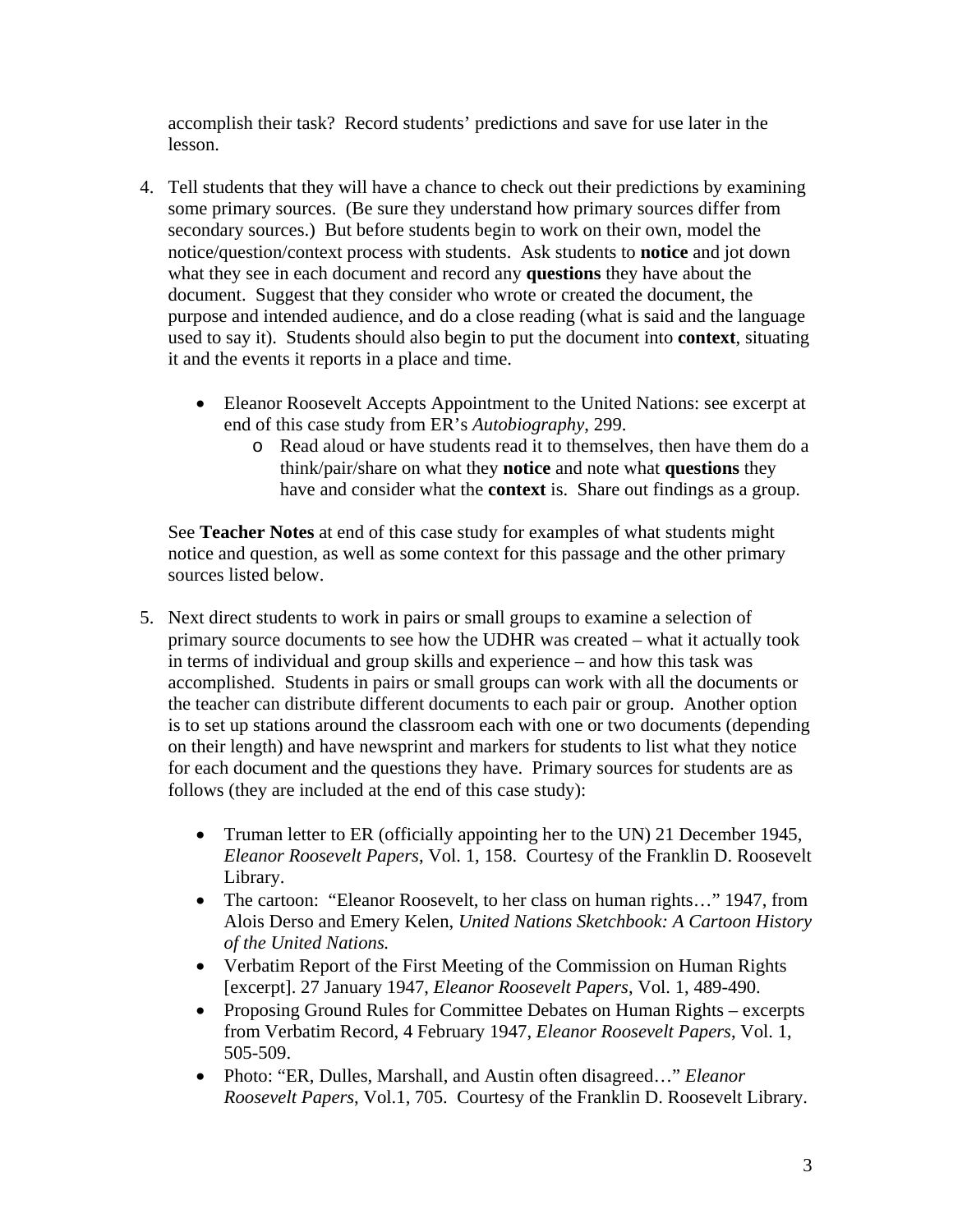accomplish their task? Record students' predictions and save for use later in the lesson.

4. Tell students that they will have a chance to check out their predictions by examining some primary sources. (Be sure they understand how primary sources differ from secondary sources.) But before students begin to work on their own, model the notice/question/context process with students. Ask students to **notice** and jot down what they see in each document and record any **questions** they have about the document. Suggest that they consider who wrote or created the document, the purpose and intended audience, and do a close reading (what is said and the language used to say it). Students should also begin to put the document into **context**, situating it and the events it reports in a place and time.

   - Eleanor Roosevelt Accepts Appointment to the United Nations: see excerpt at end of this case study from ER's *Autobiography*, 299.
     - Read aloud or have students read it to themselves, then have them do a think/pair/share on what they **notice** and note what **questions** they have and consider what the **context** is. Share out findings as a group.

   See **Teacher Notes** at end of this case study for examples of what students might notice and question, as well as some context for this passage and the other primary sources listed below.

5. Next direct students to work in pairs or small groups to examine a selection of primary source documents to see how the UDHR was created – what it actually took in terms of individual and group skills and experience – and how this task was accomplished. Students in pairs or small groups can work with all the documents or the teacher can distribute different documents to each pair or group. Another option is to set up stations around the classroom each with one or two documents (depending on their length) and have newsprint and markers for students to list what they notice for each document and the questions they have. Primary sources for students are as follows (they are included at the end of this case study):

   - Truman letter to ER (officially appointing her to the UN) 21 December 1945, *Eleanor Roosevelt Papers*, Vol. 1, 158. Courtesy of the Franklin D. Roosevelt Library.
   - The cartoon: "Eleanor Roosevelt, to her class on human rights…" 1947, from Alois Derso and Emery Kelen, *United Nations Sketchbook: A Cartoon History of the United Nations.*
   - Verbatim Report of the First Meeting of the Commission on Human Rights [excerpt]. 27 January 1947, *Eleanor Roosevelt Papers*, Vol. 1, 489-490.
   - Proposing Ground Rules for Committee Debates on Human Rights – excerpts from Verbatim Record, 4 February 1947, *Eleanor Roosevelt Papers*, Vol. 1, 505-509.
   - Photo: "ER, Dulles, Marshall, and Austin often disagreed…" *Eleanor Roosevelt Papers*, Vol.1, 705. Courtesy of the Franklin D. Roosevelt Library.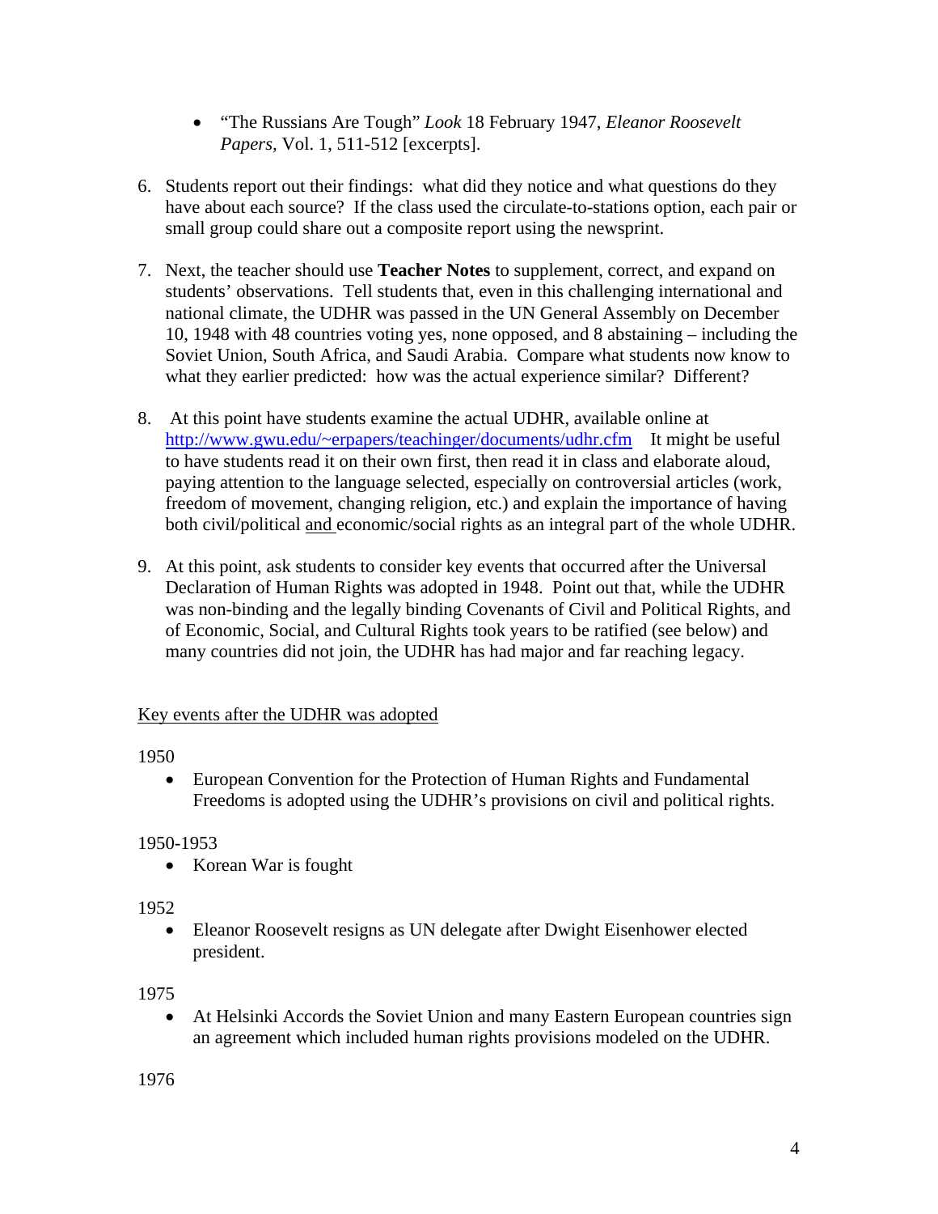- "The Russians Are Tough" *Look* 18 February 1947, *Eleanor Roosevelt Papers*, Vol. 1, 511-512 [excerpts].

6. Students report out their findings: what did they notice and what questions do they have about each source? If the class used the circulate-to-stations option, each pair or small group could share out a composite report using the newsprint.

7. Next, the teacher should use **Teacher Notes** to supplement, correct, and expand on students' observations. Tell students that, even in this challenging international and national climate, the UDHR was passed in the UN General Assembly on December 10, 1948 with 48 countries voting yes, none opposed, and 8 abstaining – including the Soviet Union, South Africa, and Saudi Arabia. Compare what students now know to what they earlier predicted: how was the actual experience similar? Different?

8. At this point have students examine the actual UDHR, available online at [http://www.gwu.edu/~erpapers/teachinger/documents/udhr.cfm](http://www.gwu.edu/~erpapers/teachinger/documents/udhr.cfm) It might be useful to have students read it on their own first, then read it in class and elaborate aloud, paying attention to the language selected, especially on controversial articles (work, freedom of movement, changing religion, etc.) and explain the importance of having both civil/political <u>and</u> economic/social rights as an integral part of the whole UDHR.

9. At this point, ask students to consider key events that occurred after the Universal Declaration of Human Rights was adopted in 1948. Point out that, while the UDHR was non-binding and the legally binding Covenants of Civil and Political Rights, and of Economic, Social, and Cultural Rights took years to be ratified (see below) and many countries did not join, the UDHR has had major and far reaching legacy.

<u>Key events after the UDHR was adopted</u>

1950

- European Convention for the Protection of Human Rights and Fundamental Freedoms is adopted using the UDHR's provisions on civil and political rights.

1950-1953

- Korean War is fought

1952

- Eleanor Roosevelt resigns as UN delegate after Dwight Eisenhower elected president.

1975

- At Helsinki Accords the Soviet Union and many Eastern European countries sign an agreement which included human rights provisions modeled on the UDHR.

1976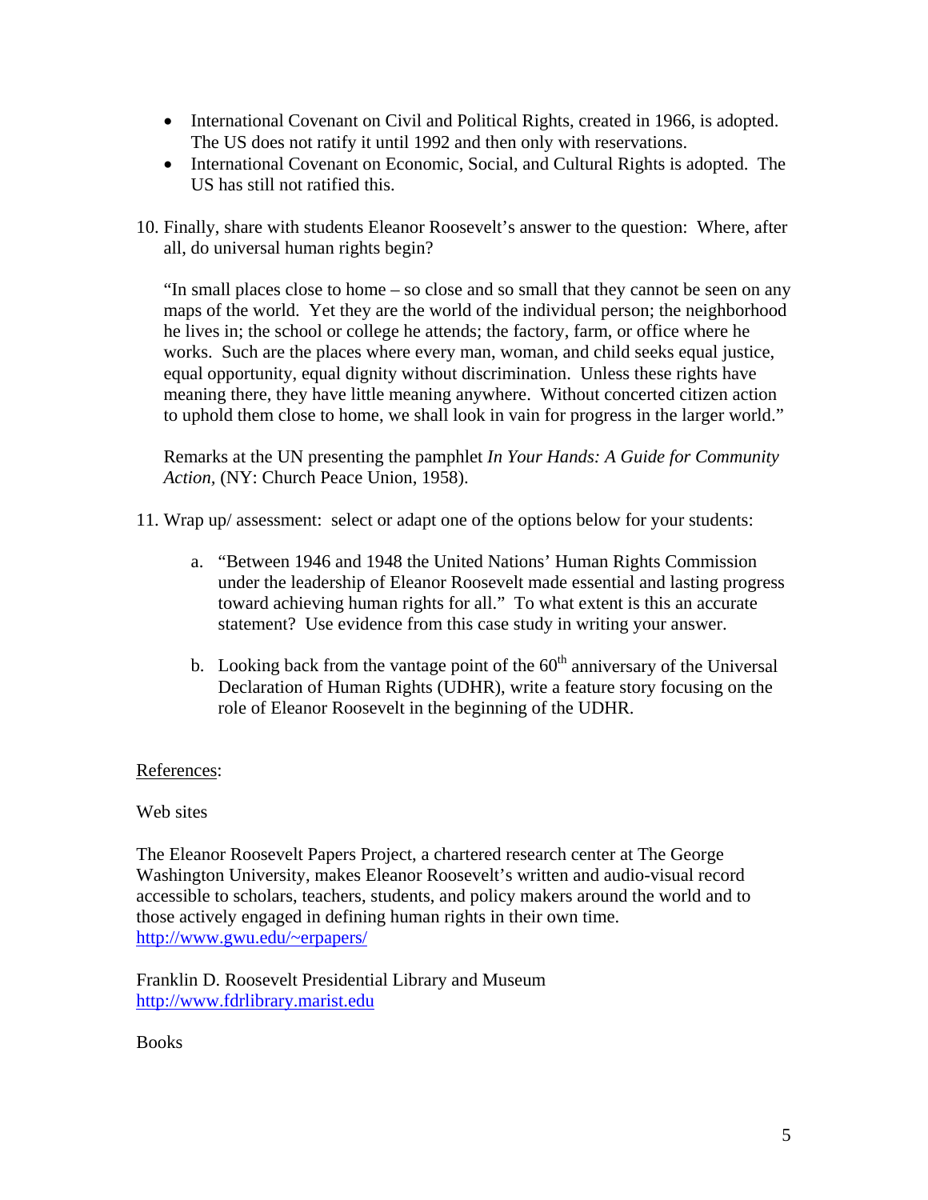- International Covenant on Civil and Political Rights, created in 1966, is adopted. The US does not ratify it until 1992 and then only with reservations.
- International Covenant on Economic, Social, and Cultural Rights is adopted. The US has still not ratified this.

10. Finally, share with students Eleanor Roosevelt's answer to the question: Where, after all, do universal human rights begin?

    "In small places close to home – so close and so small that they cannot be seen on any maps of the world. Yet they are the world of the individual person; the neighborhood he lives in; the school or college he attends; the factory, farm, or office where he works. Such are the places where every man, woman, and child seeks equal justice, equal opportunity, equal dignity without discrimination. Unless these rights have meaning there, they have little meaning anywhere. Without concerted citizen action to uphold them close to home, we shall look in vain for progress in the larger world."

    Remarks at the UN presenting the pamphlet *In Your Hands: A Guide for Community Action,* (NY: Church Peace Union, 1958).

11. Wrap up/ assessment: select or adapt one of the options below for your students:

    a. "Between 1946 and 1948 the United Nations' Human Rights Commission under the leadership of Eleanor Roosevelt made essential and lasting progress toward achieving human rights for all." To what extent is this an accurate statement? Use evidence from this case study in writing your answer.

    b. Looking back from the vantage point of the 60th anniversary of the Universal Declaration of Human Rights (UDHR), write a feature story focusing on the role of Eleanor Roosevelt in the beginning of the UDHR.

<u>References</u>:

Web sites

The Eleanor Roosevelt Papers Project, a chartered research center at The George Washington University, makes Eleanor Roosevelt's written and audio-visual record accessible to scholars, teachers, students, and policy makers around the world and to those actively engaged in defining human rights in their own time.
http://www.gwu.edu/~erpapers/

Franklin D. Roosevelt Presidential Library and Museum
http://www.fdrlibrary.marist.edu

Books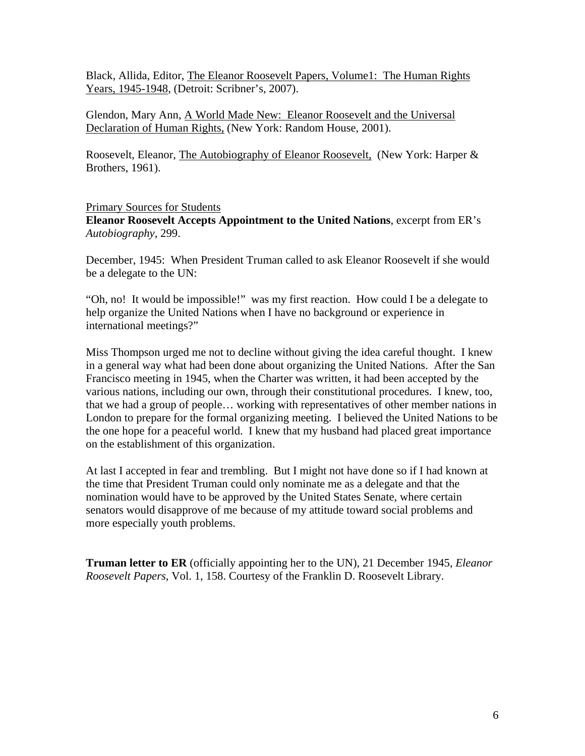Black, Allida, Editor, The Eleanor Roosevelt Papers, Volume1: The Human Rights Years, 1945-1948, (Detroit: Scribner's, 2007).

Glendon, Mary Ann, A World Made New: Eleanor Roosevelt and the Universal Declaration of Human Rights, (New York: Random House, 2001).

Roosevelt, Eleanor, The Autobiography of Eleanor Roosevelt, (New York: Harper & Brothers, 1961).

Primary Sources for Students

**Eleanor Roosevelt Accepts Appointment to the United Nations**, excerpt from ER's *Autobiography*, 299.

December, 1945: When President Truman called to ask Eleanor Roosevelt if she would be a delegate to the UN:

"Oh, no! It would be impossible!" was my first reaction. How could I be a delegate to help organize the United Nations when I have no background or experience in international meetings?"

Miss Thompson urged me not to decline without giving the idea careful thought. I knew in a general way what had been done about organizing the United Nations. After the San Francisco meeting in 1945, when the Charter was written, it had been accepted by the various nations, including our own, through their constitutional procedures. I knew, too, that we had a group of people… working with representatives of other member nations in London to prepare for the formal organizing meeting. I believed the United Nations to be the one hope for a peaceful world. I knew that my husband had placed great importance on the establishment of this organization.

At last I accepted in fear and trembling. But I might not have done so if I had known at the time that President Truman could only nominate me as a delegate and that the nomination would have to be approved by the United States Senate, where certain senators would disapprove of me because of my attitude toward social problems and more especially youth problems.

**Truman letter to ER** (officially appointing her to the UN), 21 December 1945, *Eleanor Roosevelt Papers*, Vol. 1, 158. Courtesy of the Franklin D. Roosevelt Library.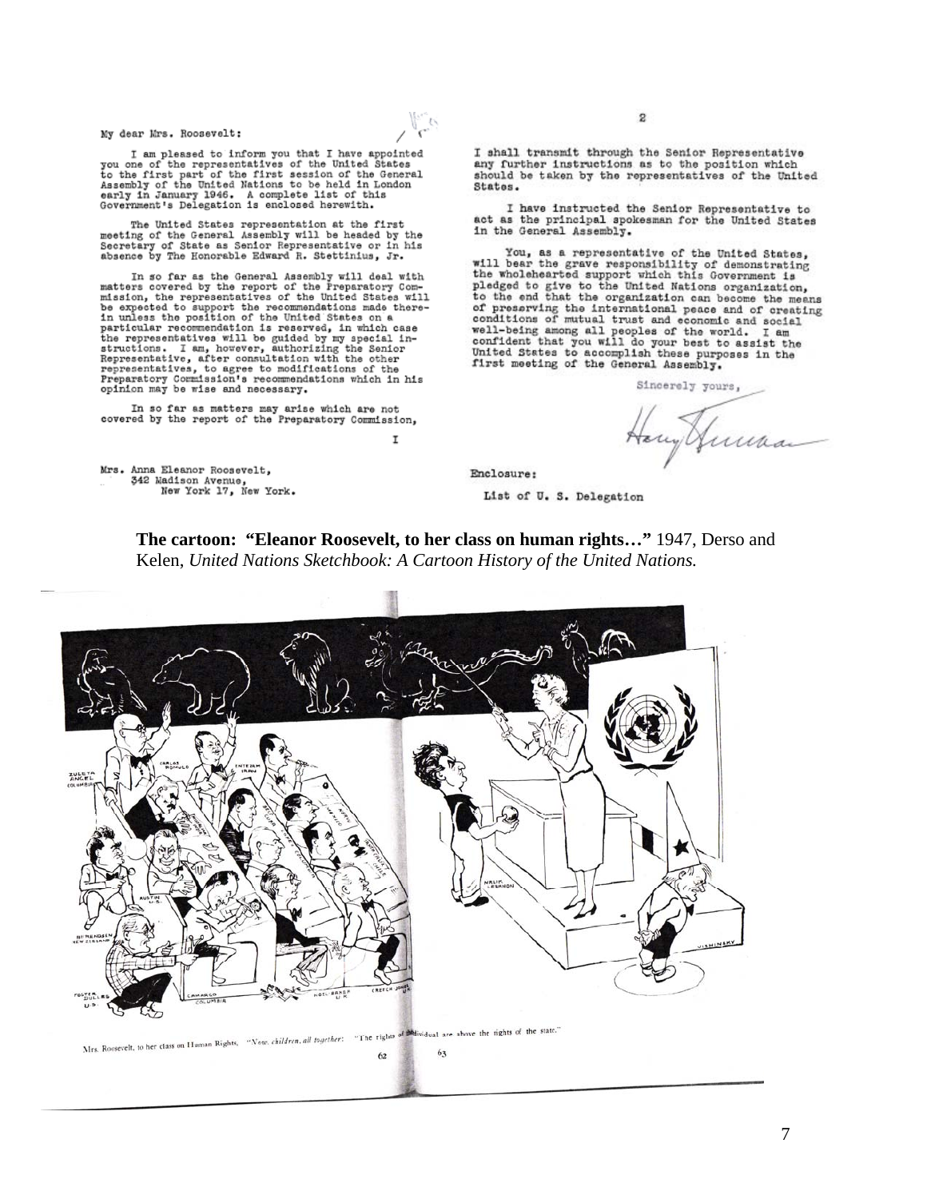My dear Mrs. Roosevelt:

I am pleased to inform you that I have appointed you one of the representatives of the United States to the first part of the first session of the General Assembly of the United Nations to be held in London early in January 1946. A complete list of this Government's Delegation is enclosed herewith.

The United States representation at the first meeting of the General Assembly will be headed by the Secretary of State as Senior Representative or in his absence by The Honorable Edward R. Stettinius, Jr.

In so far as the General Assembly will deal with matters covered by the report of the Preparatory Commission, the representatives of the United States will be expected to support the recommendations made therein unless the position of the United States on a particular recommendation is reserved, in which case the representatives will be guided by my special instructions. I am, however, authorizing the Senior Representative, after consultation with the other representatives, to agree to modifications of the Preparatory Commission's recommendations which in his opinion may be wise and necessary.

In so far as matters may arise which are not covered by the report of the Preparatory Commission, I

Mrs. Anna Eleanor Roosevelt,
342 Madison Avenue,
New York 17, New York.

2

I shall transmit through the Senior Representative any further instructions as to the position which should be taken by the representatives of the United States.

I have instructed the Senior Representative to act as the principal spokesman for the United States in the General Assembly.

You, as a representative of the United States, will bear the grave responsibility of demonstrating the wholehearted support which this Government is pledged to give to the United Nations organization, to the end that the organization can become the means of preserving the international peace and of creating conditions of mutual trust and economic and social well-being among all peoples of the world. I am confident that you will do your best to assist the United States to accomplish these purposes in the first meeting of the General Assembly.

Sincerely yours,

Harry Truman

Enclosure:

List of U. S. Delegation

**The cartoon: "Eleanor Roosevelt, to her class on human rights…"** 1947, Derso and Kelen, *United Nations Sketchbook: A Cartoon History of the United Nations.*

Mrs. Roosevelt, to her class on Human Rights, "Now, children, all together: 'The rights of the individual are above the rights of the state.'"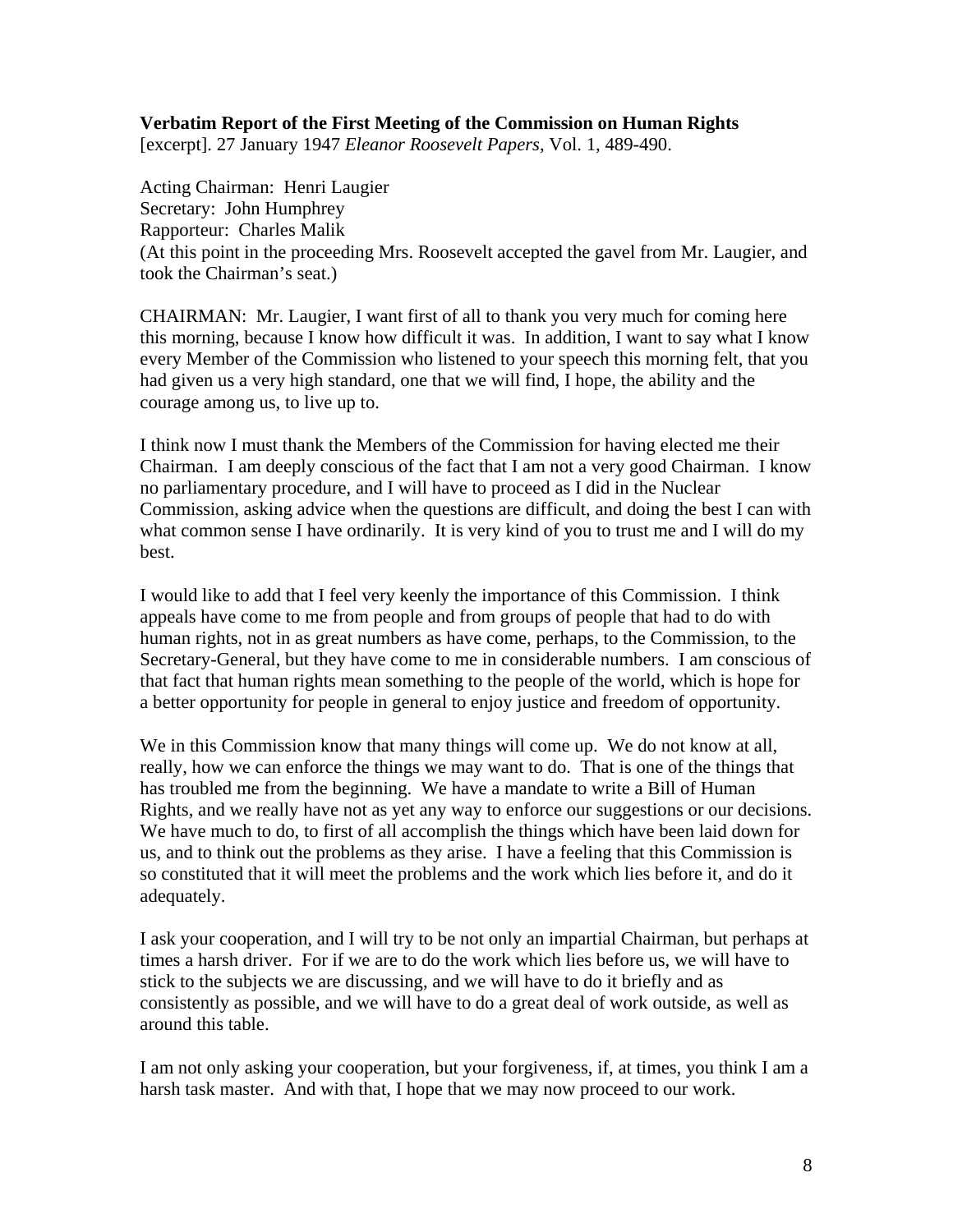**Verbatim Report of the First Meeting of the Commission on Human Rights**
[excerpt]. 27 January 1947 *Eleanor Roosevelt Papers*, Vol. 1, 489-490.

Acting Chairman: Henri Laugier
Secretary: John Humphrey
Rapporteur: Charles Malik
(At this point in the proceeding Mrs. Roosevelt accepted the gavel from Mr. Laugier, and took the Chairman's seat.)

CHAIRMAN: Mr. Laugier, I want first of all to thank you very much for coming here this morning, because I know how difficult it was. In addition, I want to say what I know every Member of the Commission who listened to your speech this morning felt, that you had given us a very high standard, one that we will find, I hope, the ability and the courage among us, to live up to.

I think now I must thank the Members of the Commission for having elected me their Chairman. I am deeply conscious of the fact that I am not a very good Chairman. I know no parliamentary procedure, and I will have to proceed as I did in the Nuclear Commission, asking advice when the questions are difficult, and doing the best I can with what common sense I have ordinarily. It is very kind of you to trust me and I will do my best.

I would like to add that I feel very keenly the importance of this Commission. I think appeals have come to me from people and from groups of people that had to do with human rights, not in as great numbers as have come, perhaps, to the Commission, to the Secretary-General, but they have come to me in considerable numbers. I am conscious of that fact that human rights mean something to the people of the world, which is hope for a better opportunity for people in general to enjoy justice and freedom of opportunity.

We in this Commission know that many things will come up. We do not know at all, really, how we can enforce the things we may want to do. That is one of the things that has troubled me from the beginning. We have a mandate to write a Bill of Human Rights, and we really have not as yet any way to enforce our suggestions or our decisions. We have much to do, to first of all accomplish the things which have been laid down for us, and to think out the problems as they arise. I have a feeling that this Commission is so constituted that it will meet the problems and the work which lies before it, and do it adequately.

I ask your cooperation, and I will try to be not only an impartial Chairman, but perhaps at times a harsh driver. For if we are to do the work which lies before us, we will have to stick to the subjects we are discussing, and we will have to do it briefly and as consistently as possible, and we will have to do a great deal of work outside, as well as around this table.

I am not only asking your cooperation, but your forgiveness, if, at times, you think I am a harsh task master. And with that, I hope that we may now proceed to our work.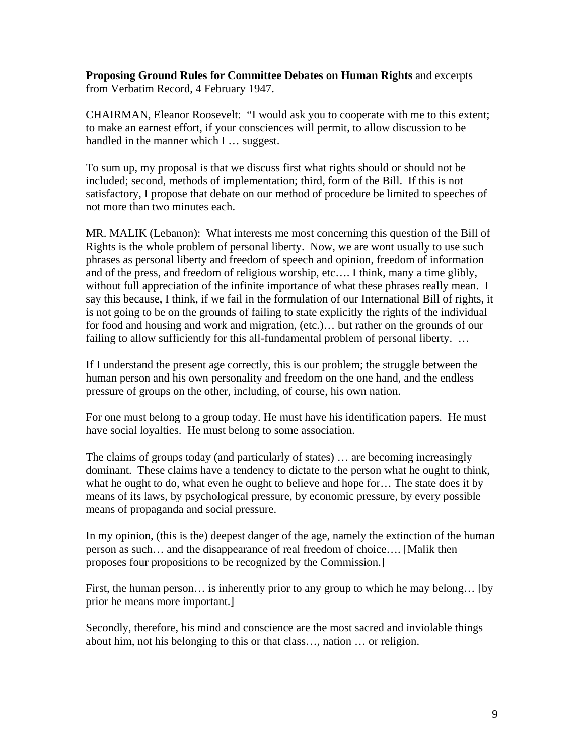**Proposing Ground Rules for Committee Debates on Human Rights** and excerpts from Verbatim Record, 4 February 1947.

CHAIRMAN, Eleanor Roosevelt: "I would ask you to cooperate with me to this extent; to make an earnest effort, if your consciences will permit, to allow discussion to be handled in the manner which I … suggest.

To sum up, my proposal is that we discuss first what rights should or should not be included; second, methods of implementation; third, form of the Bill. If this is not satisfactory, I propose that debate on our method of procedure be limited to speeches of not more than two minutes each.

MR. MALIK (Lebanon): What interests me most concerning this question of the Bill of Rights is the whole problem of personal liberty. Now, we are wont usually to use such phrases as personal liberty and freedom of speech and opinion, freedom of information and of the press, and freedom of religious worship, etc…. I think, many a time glibly, without full appreciation of the infinite importance of what these phrases really mean. I say this because, I think, if we fail in the formulation of our International Bill of rights, it is not going to be on the grounds of failing to state explicitly the rights of the individual for food and housing and work and migration, (etc.)… but rather on the grounds of our failing to allow sufficiently for this all-fundamental problem of personal liberty. …

If I understand the present age correctly, this is our problem; the struggle between the human person and his own personality and freedom on the one hand, and the endless pressure of groups on the other, including, of course, his own nation.

For one must belong to a group today. He must have his identification papers. He must have social loyalties. He must belong to some association.

The claims of groups today (and particularly of states) … are becoming increasingly dominant. These claims have a tendency to dictate to the person what he ought to think, what he ought to do, what even he ought to believe and hope for… The state does it by means of its laws, by psychological pressure, by economic pressure, by every possible means of propaganda and social pressure.

In my opinion, (this is the) deepest danger of the age, namely the extinction of the human person as such… and the disappearance of real freedom of choice…. [Malik then proposes four propositions to be recognized by the Commission.]

First, the human person… is inherently prior to any group to which he may belong… [by prior he means more important.]

Secondly, therefore, his mind and conscience are the most sacred and inviolable things about him, not his belonging to this or that class…, nation … or religion.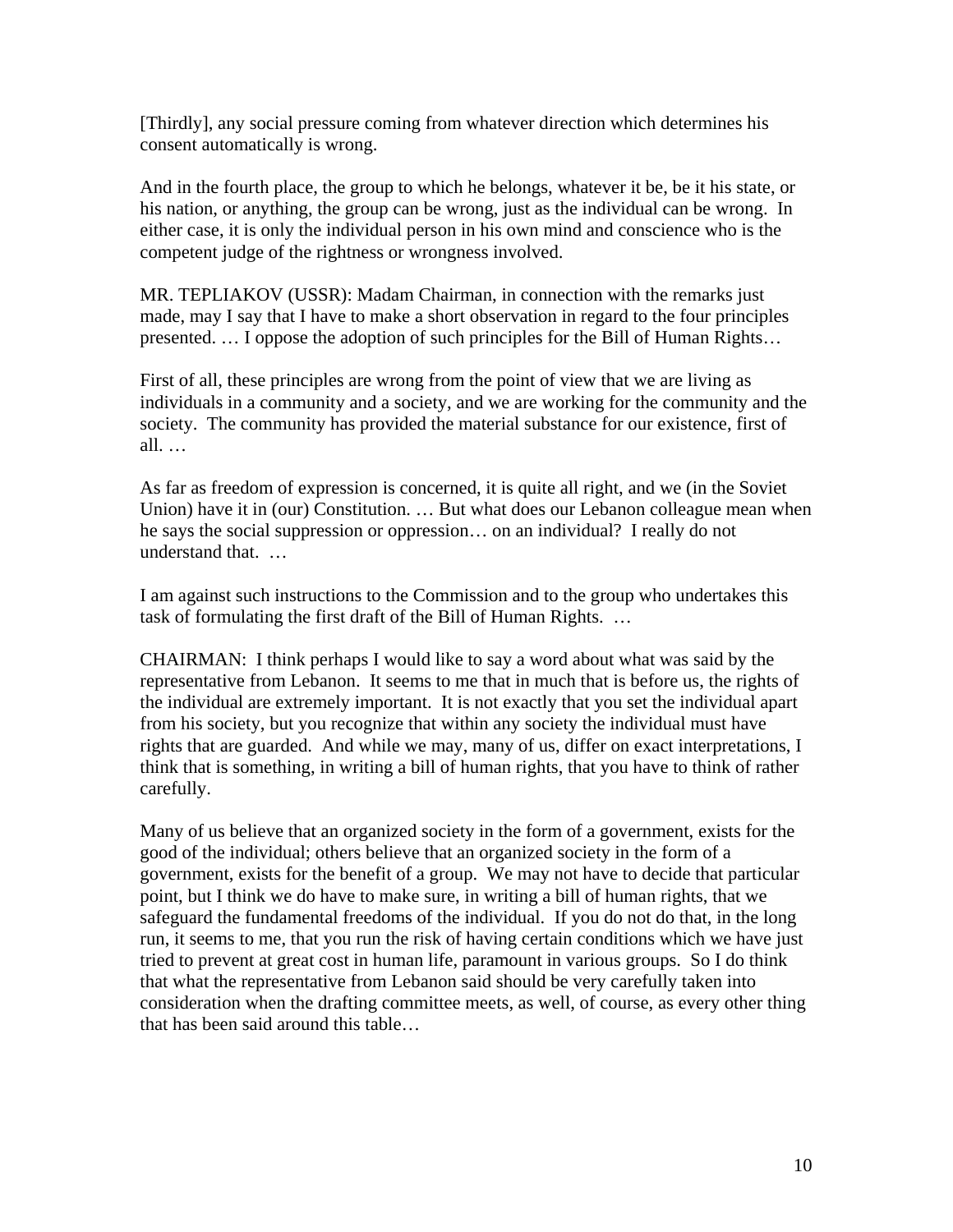[Thirdly], any social pressure coming from whatever direction which determines his consent automatically is wrong.

And in the fourth place, the group to which he belongs, whatever it be, be it his state, or his nation, or anything, the group can be wrong, just as the individual can be wrong. In either case, it is only the individual person in his own mind and conscience who is the competent judge of the rightness or wrongness involved.

MR. TEPLIAKOV (USSR): Madam Chairman, in connection with the remarks just made, may I say that I have to make a short observation in regard to the four principles presented. … I oppose the adoption of such principles for the Bill of Human Rights…

First of all, these principles are wrong from the point of view that we are living as individuals in a community and a society, and we are working for the community and the society. The community has provided the material substance for our existence, first of all. …

As far as freedom of expression is concerned, it is quite all right, and we (in the Soviet Union) have it in (our) Constitution. … But what does our Lebanon colleague mean when he says the social suppression or oppression… on an individual? I really do not understand that. …

I am against such instructions to the Commission and to the group who undertakes this task of formulating the first draft of the Bill of Human Rights. …

CHAIRMAN: I think perhaps I would like to say a word about what was said by the representative from Lebanon. It seems to me that in much that is before us, the rights of the individual are extremely important. It is not exactly that you set the individual apart from his society, but you recognize that within any society the individual must have rights that are guarded. And while we may, many of us, differ on exact interpretations, I think that is something, in writing a bill of human rights, that you have to think of rather carefully.

Many of us believe that an organized society in the form of a government, exists for the good of the individual; others believe that an organized society in the form of a government, exists for the benefit of a group. We may not have to decide that particular point, but I think we do have to make sure, in writing a bill of human rights, that we safeguard the fundamental freedoms of the individual. If you do not do that, in the long run, it seems to me, that you run the risk of having certain conditions which we have just tried to prevent at great cost in human life, paramount in various groups. So I do think that what the representative from Lebanon said should be very carefully taken into consideration when the drafting committee meets, as well, of course, as every other thing that has been said around this table…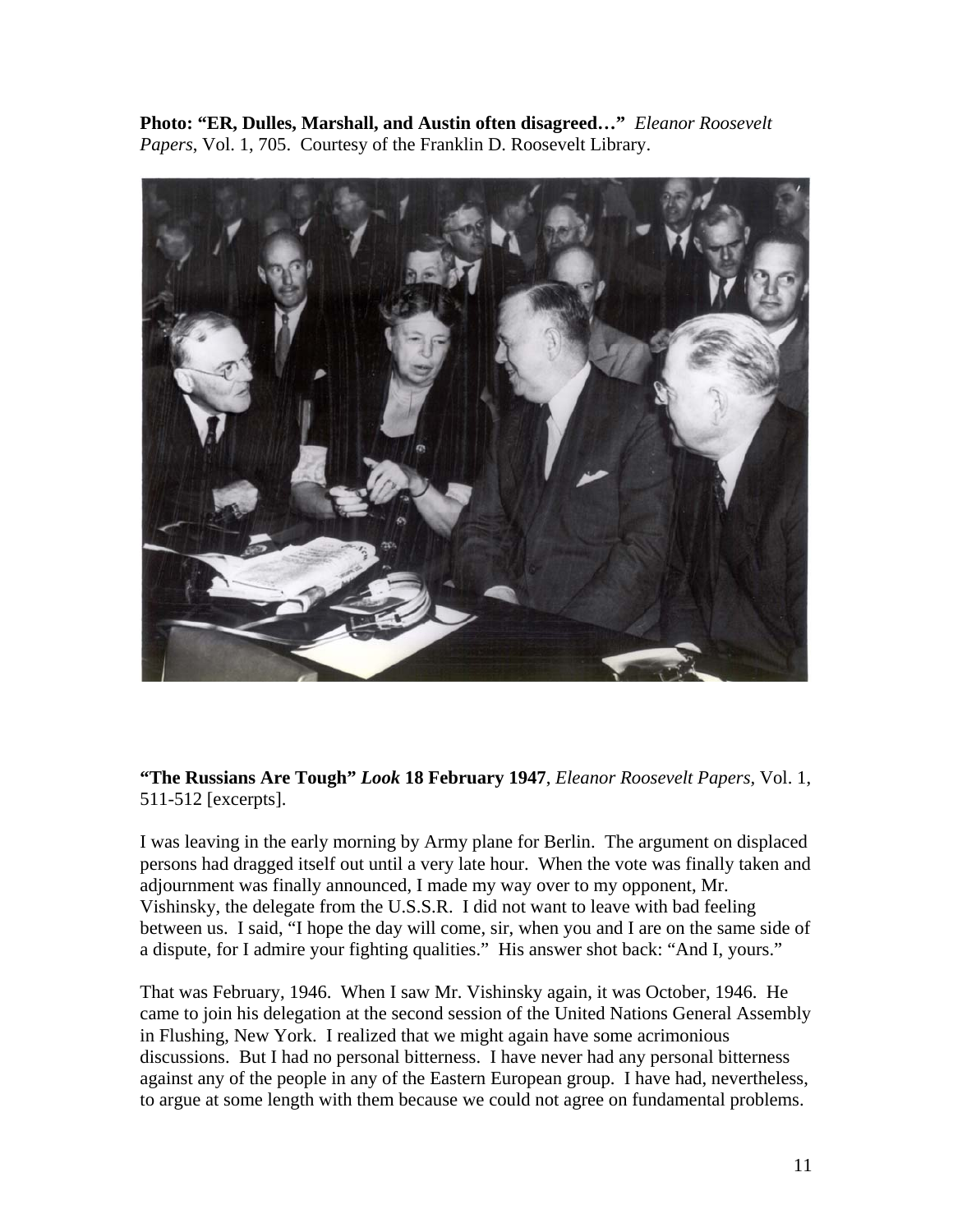**Photo: "ER, Dulles, Marshall, and Austin often disagreed…"** *Eleanor Roosevelt Papers*, Vol. 1, 705. Courtesy of the Franklin D. Roosevelt Library.

**"The Russians Are Tough"** ***Look*** **18 February 1947**, *Eleanor Roosevelt Papers*, Vol. 1, 511-512 [excerpts].

I was leaving in the early morning by Army plane for Berlin. The argument on displaced persons had dragged itself out until a very late hour. When the vote was finally taken and adjournment was finally announced, I made my way over to my opponent, Mr. Vishinsky, the delegate from the U.S.S.R. I did not want to leave with bad feeling between us. I said, "I hope the day will come, sir, when you and I are on the same side of a dispute, for I admire your fighting qualities." His answer shot back: "And I, yours."

That was February, 1946. When I saw Mr. Vishinsky again, it was October, 1946. He came to join his delegation at the second session of the United Nations General Assembly in Flushing, New York. I realized that we might again have some acrimonious discussions. But I had no personal bitterness. I have never had any personal bitterness against any of the people in any of the Eastern European group. I have had, nevertheless, to argue at some length with them because we could not agree on fundamental problems.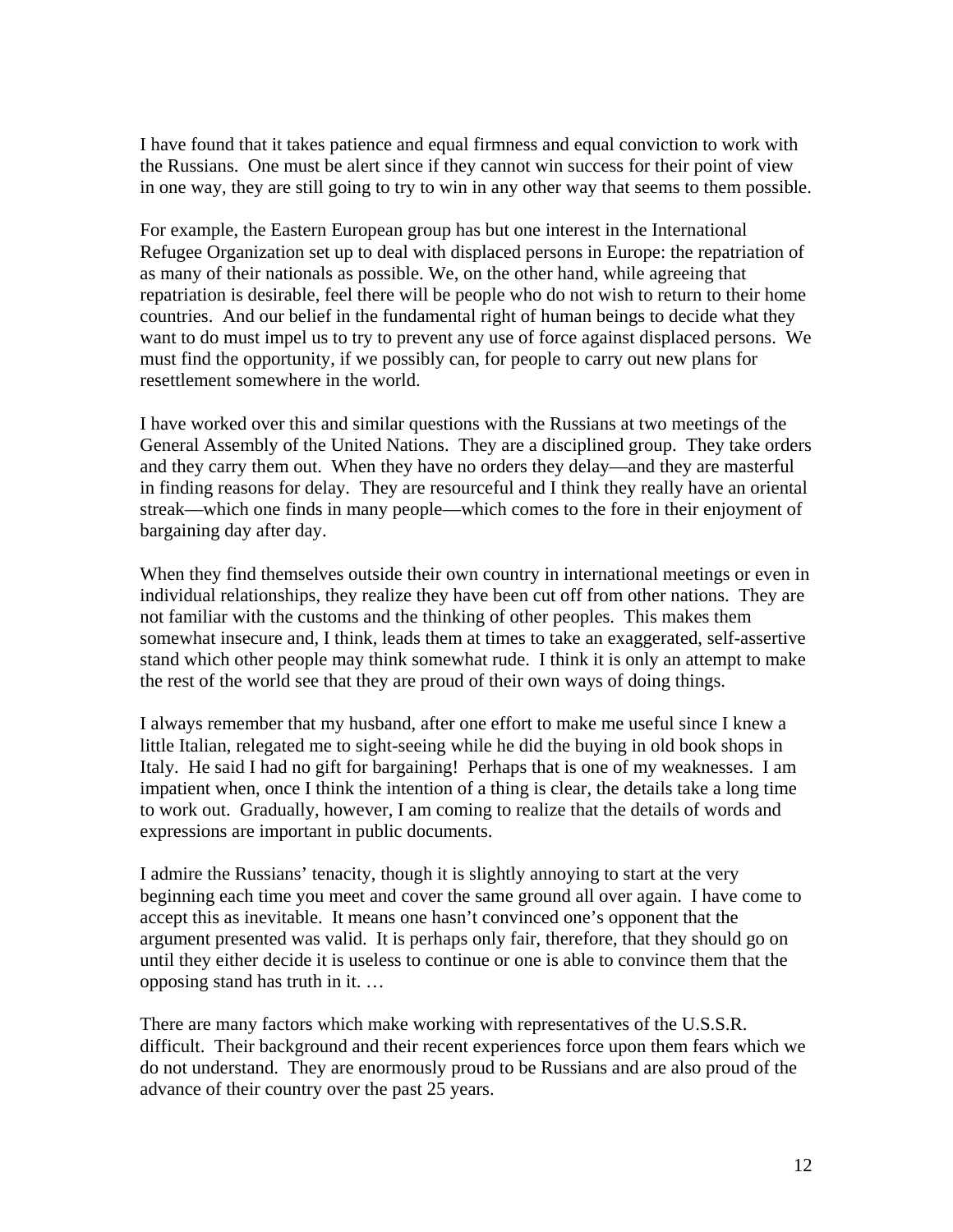I have found that it takes patience and equal firmness and equal conviction to work with the Russians. One must be alert since if they cannot win success for their point of view in one way, they are still going to try to win in any other way that seems to them possible.

For example, the Eastern European group has but one interest in the International Refugee Organization set up to deal with displaced persons in Europe: the repatriation of as many of their nationals as possible. We, on the other hand, while agreeing that repatriation is desirable, feel there will be people who do not wish to return to their home countries. And our belief in the fundamental right of human beings to decide what they want to do must impel us to try to prevent any use of force against displaced persons. We must find the opportunity, if we possibly can, for people to carry out new plans for resettlement somewhere in the world.

I have worked over this and similar questions with the Russians at two meetings of the General Assembly of the United Nations. They are a disciplined group. They take orders and they carry them out. When they have no orders they delay—and they are masterful in finding reasons for delay. They are resourceful and I think they really have an oriental streak—which one finds in many people—which comes to the fore in their enjoyment of bargaining day after day.

When they find themselves outside their own country in international meetings or even in individual relationships, they realize they have been cut off from other nations. They are not familiar with the customs and the thinking of other peoples. This makes them somewhat insecure and, I think, leads them at times to take an exaggerated, self-assertive stand which other people may think somewhat rude. I think it is only an attempt to make the rest of the world see that they are proud of their own ways of doing things.

I always remember that my husband, after one effort to make me useful since I knew a little Italian, relegated me to sight-seeing while he did the buying in old book shops in Italy. He said I had no gift for bargaining! Perhaps that is one of my weaknesses. I am impatient when, once I think the intention of a thing is clear, the details take a long time to work out. Gradually, however, I am coming to realize that the details of words and expressions are important in public documents.

I admire the Russians' tenacity, though it is slightly annoying to start at the very beginning each time you meet and cover the same ground all over again. I have come to accept this as inevitable. It means one hasn't convinced one's opponent that the argument presented was valid. It is perhaps only fair, therefore, that they should go on until they either decide it is useless to continue or one is able to convince them that the opposing stand has truth in it. …

There are many factors which make working with representatives of the U.S.S.R. difficult. Their background and their recent experiences force upon them fears which we do not understand. They are enormously proud to be Russians and are also proud of the advance of their country over the past 25 years.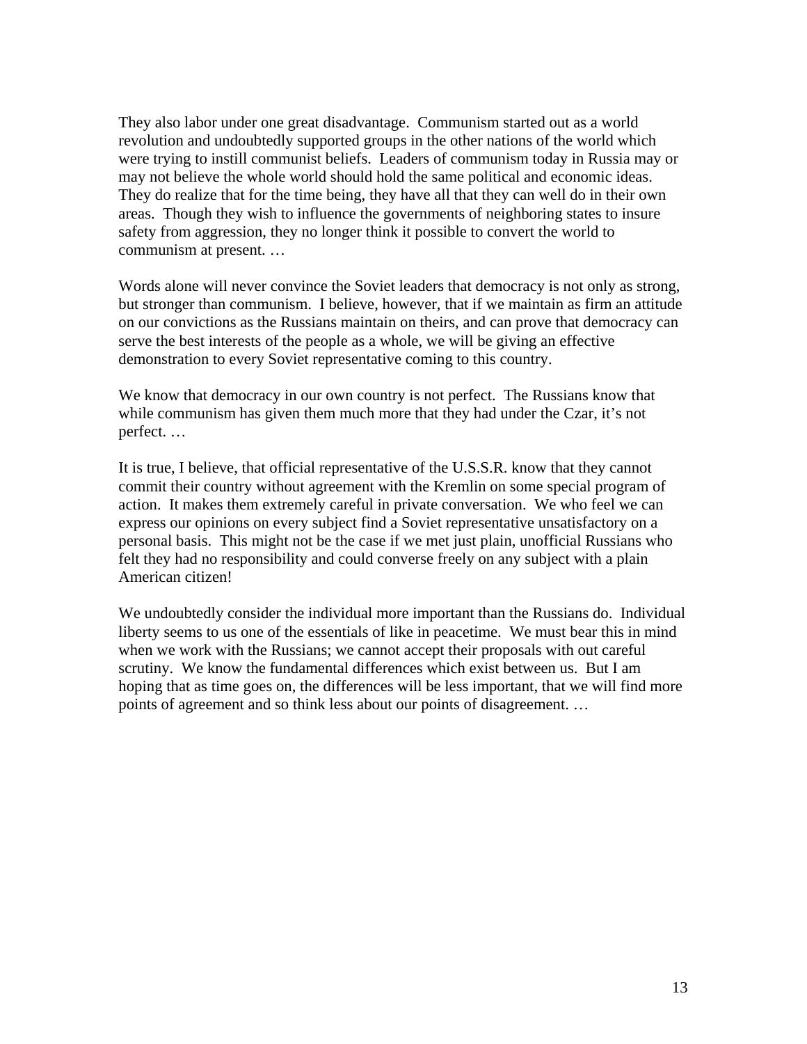They also labor under one great disadvantage. Communism started out as a world revolution and undoubtedly supported groups in the other nations of the world which were trying to instill communist beliefs. Leaders of communism today in Russia may or may not believe the whole world should hold the same political and economic ideas. They do realize that for the time being, they have all that they can well do in their own areas. Though they wish to influence the governments of neighboring states to insure safety from aggression, they no longer think it possible to convert the world to communism at present. …

Words alone will never convince the Soviet leaders that democracy is not only as strong, but stronger than communism. I believe, however, that if we maintain as firm an attitude on our convictions as the Russians maintain on theirs, and can prove that democracy can serve the best interests of the people as a whole, we will be giving an effective demonstration to every Soviet representative coming to this country.

We know that democracy in our own country is not perfect. The Russians know that while communism has given them much more that they had under the Czar, it's not perfect. …

It is true, I believe, that official representative of the U.S.S.R. know that they cannot commit their country without agreement with the Kremlin on some special program of action. It makes them extremely careful in private conversation. We who feel we can express our opinions on every subject find a Soviet representative unsatisfactory on a personal basis. This might not be the case if we met just plain, unofficial Russians who felt they had no responsibility and could converse freely on any subject with a plain American citizen!

We undoubtedly consider the individual more important than the Russians do. Individual liberty seems to us one of the essentials of like in peacetime. We must bear this in mind when we work with the Russians; we cannot accept their proposals with out careful scrutiny. We know the fundamental differences which exist between us. But I am hoping that as time goes on, the differences will be less important, that we will find more points of agreement and so think less about our points of disagreement. …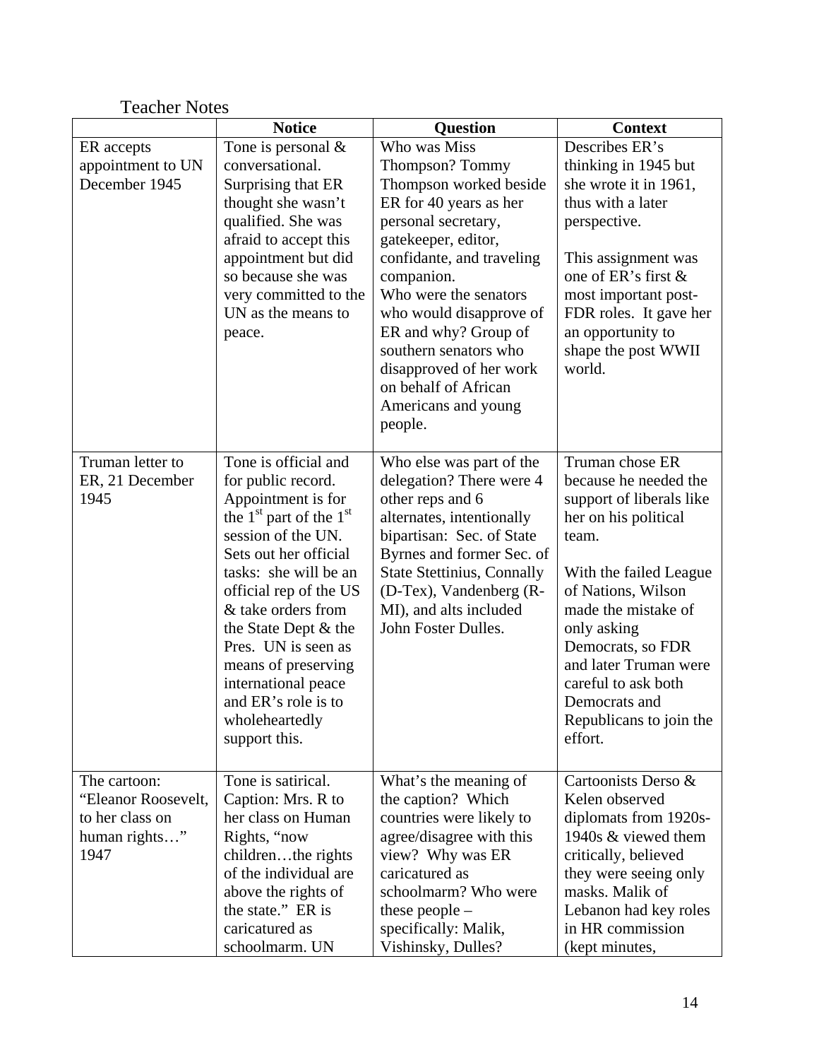Teacher Notes

| | Notice | Question | Context |
|---|---|---|---|
| ER accepts appointment to UN December 1945 | Tone is personal & conversational. Surprising that ER thought she wasn't qualified. She was afraid to accept this appointment but did so because she was very committed to the UN as the means to peace. | Who was Miss Thompson? Tommy Thompson worked beside ER for 40 years as her personal secretary, gatekeeper, editor, confidante, and traveling companion. Who were the senators who would disapprove of ER and why? Group of southern senators who disapproved of her work on behalf of African Americans and young people. | Describes ER's thinking in 1945 but she wrote it in 1961, thus with a later perspective. This assignment was one of ER's first & most important post-FDR roles. It gave her an opportunity to shape the post WWII world. |
| Truman letter to ER, 21 December 1945 | Tone is official and for public record. Appointment is for the 1st part of the 1st session of the UN. Sets out her official tasks: she will be an official rep of the US & take orders from the State Dept & the Pres. UN is seen as means of preserving international peace and ER's role is to wholeheartedly support this. | Who else was part of the delegation? There were 4 other reps and 6 alternates, intentionally bipartisan: Sec. of State Byrnes and former Sec. of State Stettinius, Connally (D-Tex), Vandenberg (R-MI), and alts included John Foster Dulles. | Truman chose ER because he needed the support of liberals like her on his political team. With the failed League of Nations, Wilson made the mistake of only asking Democrats, so FDR and later Truman were careful to ask both Democrats and Republicans to join the effort. |
| The cartoon: "Eleanor Roosevelt, to her class on human rights…" 1947 | Tone is satirical. Caption: Mrs. R to her class on Human Rights, "now children…the rights of the individual are above the rights of the state." ER is caricatured as schoolmarm. UN | What's the meaning of the caption? Which countries were likely to agree/disagree with this view? Why was ER caricatured as schoolmarm? Who were these people – specifically: Malik, Vishinsky, Dulles? | Cartoonists Derso & Kelen observed diplomats from 1920s-1940s & viewed them critically, believed they were seeing only masks. Malik of Lebanon had key roles in HR commission (kept minutes, |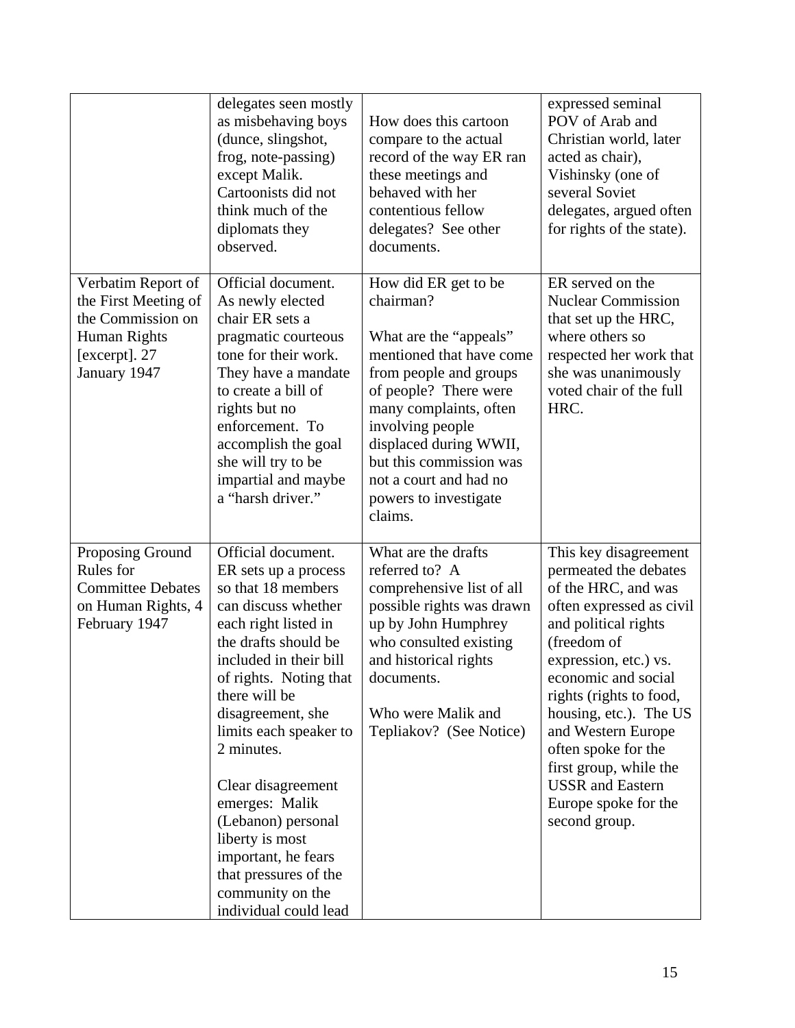| | | | |
|---|---|---|---|
| | delegates seen mostly as misbehaving boys (dunce, slingshot, frog, note-passing) except Malik. Cartoonists did not think much of the diplomats they observed. | How does this cartoon compare to the actual record of the way ER ran these meetings and behaved with her contentious fellow delegates? See other documents. | expressed seminal POV of Arab and Christian world, later acted as chair), Vishinsky (one of several Soviet delegates, argued often for rights of the state). |
| Verbatim Report of the First Meeting of the Commission on Human Rights [excerpt]. 27 January 1947 | Official document. As newly elected chair ER sets a pragmatic courteous tone for their work. They have a mandate to create a bill of rights but no enforcement. To accomplish the goal she will try to be impartial and maybe a "harsh driver." | How did ER get to be chairman?<br><br>What are the "appeals" mentioned that have come from people and groups of people? There were many complaints, often involving people displaced during WWII, but this commission was not a court and had no powers to investigate claims. | ER served on the Nuclear Commission that set up the HRC, where others so respected her work that she was unanimously voted chair of the full HRC. |
| Proposing Ground Rules for Committee Debates on Human Rights, 4 February 1947 | Official document. ER sets up a process so that 18 members can discuss whether each right listed in the drafts should be included in their bill of rights. Noting that there will be disagreement, she limits each speaker to 2 minutes.<br><br>Clear disagreement emerges: Malik (Lebanon) personal liberty is most important, he fears that pressures of the community on the individual could lead | What are the drafts referred to? A comprehensive list of all possible rights was drawn up by John Humphrey who consulted existing and historical rights documents.<br><br>Who were Malik and Tepliakov? (See Notice) | This key disagreement permeated the debates of the HRC, and was often expressed as civil and political rights (freedom of expression, etc.) vs. economic and social rights (rights to food, housing, etc.). The US and Western Europe often spoke for the first group, while the USSR and Eastern Europe spoke for the second group. |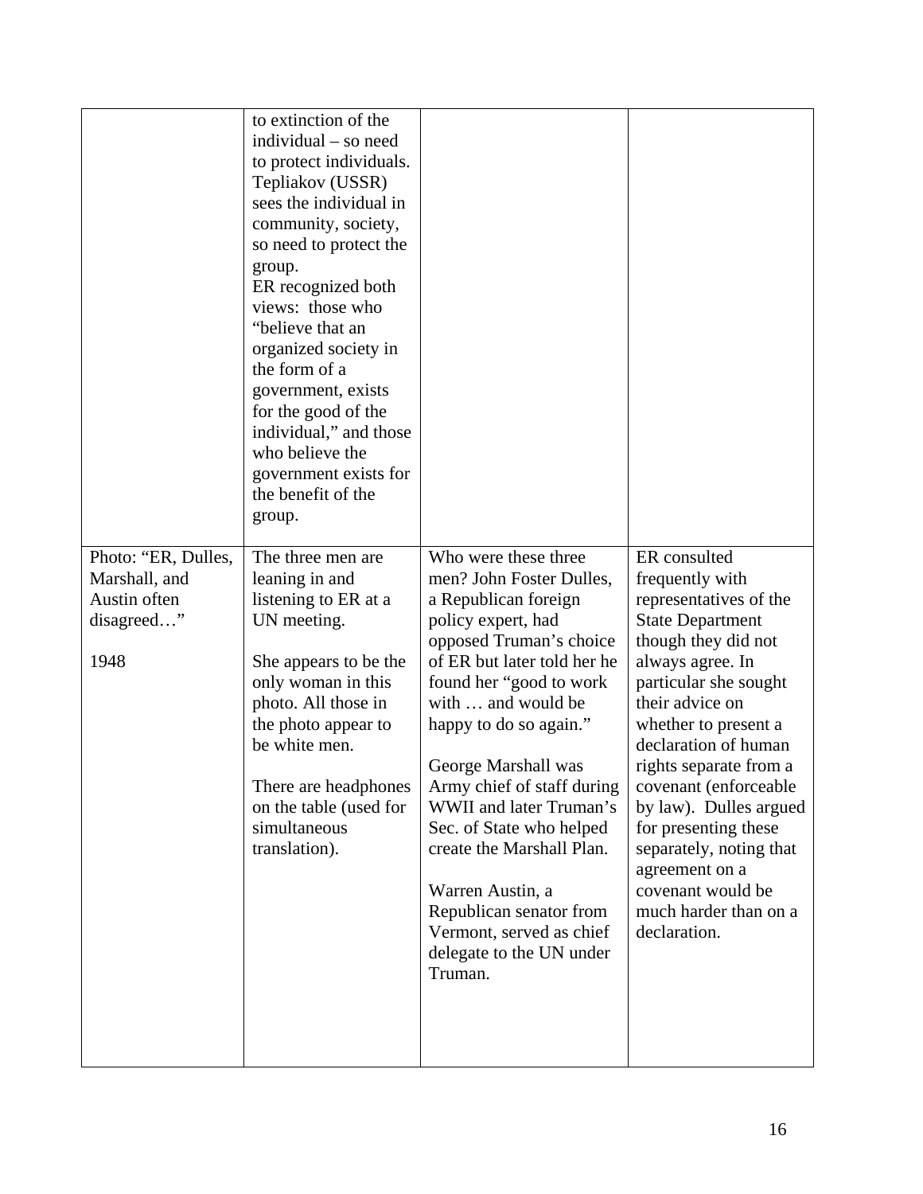| | | | |
|---|---|---|---|
| | to extinction of the individual – so need to protect individuals. Tepliakov (USSR) sees the individual in community, society, so need to protect the group.<br>ER recognized both views: those who "believe that an organized society in the form of a government, exists for the good of the individual," and those who believe the government exists for the benefit of the group. | | |
| Photo: "ER, Dulles, Marshall, and Austin often disagreed…"<br><br>1948 | The three men are leaning in and listening to ER at a UN meeting.<br><br>She appears to be the only woman in this photo. All those in the photo appear to be white men.<br><br>There are headphones on the table (used for simultaneous translation). | Who were these three men? John Foster Dulles, a Republican foreign policy expert, had opposed Truman's choice of ER but later told her he found her "good to work with … and would be happy to do so again."<br><br>George Marshall was Army chief of staff during WWII and later Truman's Sec. of State who helped create the Marshall Plan.<br><br>Warren Austin, a Republican senator from Vermont, served as chief delegate to the UN under Truman. | ER consulted frequently with representatives of the State Department though they did not always agree. In particular she sought their advice on whether to present a declaration of human rights separate from a covenant (enforceable by law). Dulles argued for presenting these separately, noting that agreement on a covenant would be much harder than on a declaration. |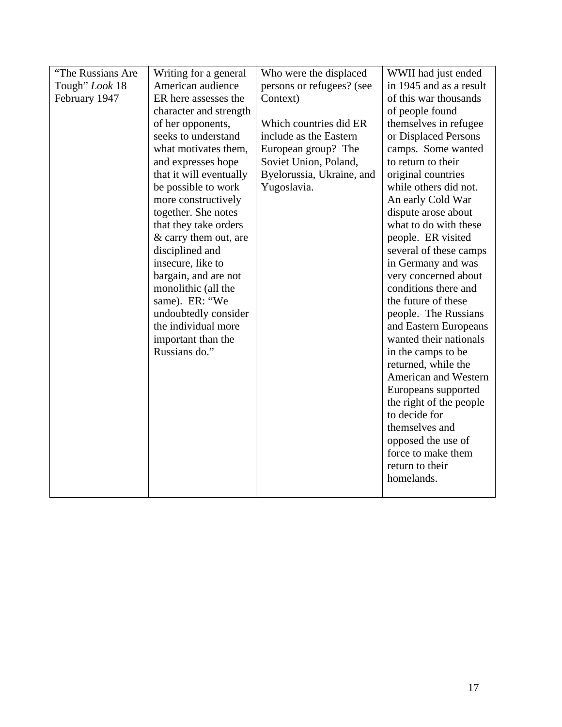| | | | |
|---|---|---|---|
| "The Russians Are Tough" *Look* 18 February 1947 | Writing for a general American audience ER here assesses the character and strength of her opponents, seeks to understand what motivates them, and expresses hope that it will eventually be possible to work more constructively together. She notes that they take orders & carry them out, are disciplined and insecure, like to bargain, and are not monolithic (all the same). ER: "We undoubtedly consider the individual more important than the Russians do." | Who were the displaced persons or refugees? (see Context)<br><br>Which countries did ER include as the Eastern European group? The Soviet Union, Poland, Byelorussia, Ukraine, and Yugoslavia. | WWII had just ended in 1945 and as a result of this war thousands of people found themselves in refugee or Displaced Persons camps. Some wanted to return to their original countries while others did not. An early Cold War dispute arose about what to do with these people. ER visited several of these camps in Germany and was very concerned about conditions there and the future of these people. The Russians and Eastern Europeans wanted their nationals in the camps to be returned, while the American and Western Europeans supported the right of the people to decide for themselves and opposed the use of force to make them return to their homelands. |